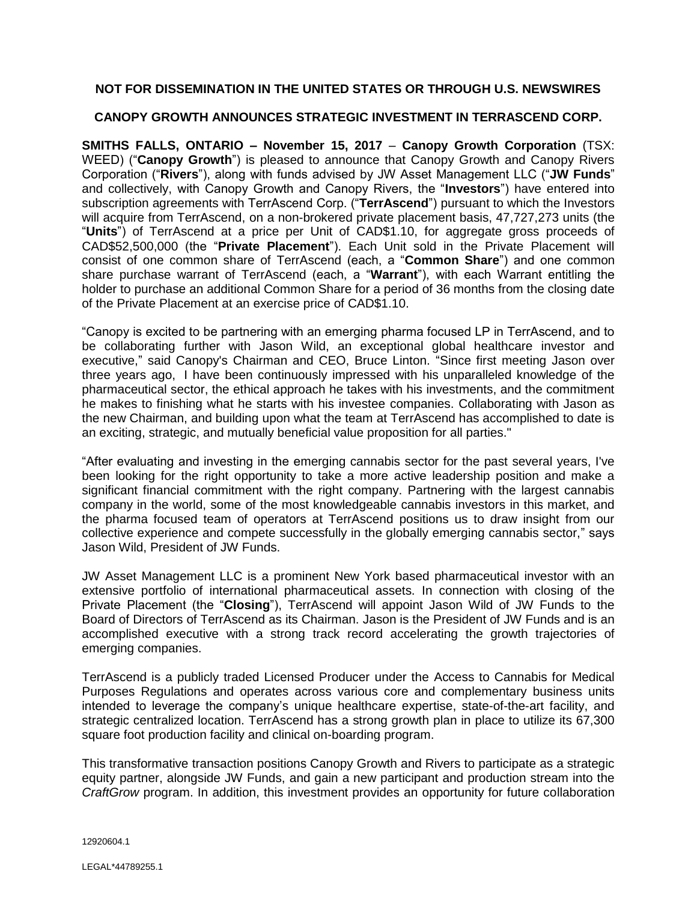**NOT FOR DISSEMINATION IN THE UNITED STATES OR THROUGH U.S. NEWSWIRES**

**CANOPY GROWTH ANNOUNCES STRATEGIC INVESTMENT IN TERRASCEND CORP.**

**SMITHS FALLS, ONTARIO – November 15, 2017** – **Canopy Growth Corporation** (TSX: WEED) ("**Canopy Growth**") is pleased to announce that Canopy Growth and Canopy Rivers Corporation ("**Rivers**"), along with funds advised by JW Asset Management LLC ("**JW Funds**" and collectively, with Canopy Growth and Canopy Rivers, the "**Investors**") have entered into subscription agreements with TerrAscend Corp. ("**TerrAscend**") pursuant to which the Investors will acquire from TerrAscend, on a non-brokered private placement basis, 47,727,273 units (the "**Units**") of TerrAscend at a price per Unit of CAD$1.10, for aggregate gross proceeds of CAD$52,500,000 (the "**Private Placement**"). Each Unit sold in the Private Placement will consist of one common share of TerrAscend (each, a "**Common Share**") and one common share purchase warrant of TerrAscend (each, a "**Warrant**"), with each Warrant entitling the holder to purchase an additional Common Share for a period of 36 months from the closing date of the Private Placement at an exercise price of CAD$1.10.

"Canopy is excited to be partnering with an emerging pharma focused LP in TerrAscend, and to be collaborating further with Jason Wild, an exceptional global healthcare investor and executive," said Canopy's Chairman and CEO, Bruce Linton. "Since first meeting Jason over three years ago, I have been continuously impressed with his unparalleled knowledge of the pharmaceutical sector, the ethical approach he takes with his investments, and the commitment he makes to finishing what he starts with his investee companies. Collaborating with Jason as the new Chairman, and building upon what the team at TerrAscend has accomplished to date is an exciting, strategic, and mutually beneficial value proposition for all parties."

"After evaluating and investing in the emerging cannabis sector for the past several years, I've been looking for the right opportunity to take a more active leadership position and make a significant financial commitment with the right company. Partnering with the largest cannabis company in the world, some of the most knowledgeable cannabis investors in this market, and the pharma focused team of operators at TerrAscend positions us to draw insight from our collective experience and compete successfully in the globally emerging cannabis sector," says Jason Wild, President of JW Funds.

JW Asset Management LLC is a prominent New York based pharmaceutical investor with an extensive portfolio of international pharmaceutical assets. In connection with closing of the Private Placement (the "**Closing**"), TerrAscend will appoint Jason Wild of JW Funds to the Board of Directors of TerrAscend as its Chairman. Jason is the President of JW Funds and is an accomplished executive with a strong track record accelerating the growth trajectories of emerging companies.

TerrAscend is a publicly traded Licensed Producer under the Access to Cannabis for Medical Purposes Regulations and operates across various core and complementary business units intended to leverage the company's unique healthcare expertise, state-of-the-art facility, and strategic centralized location. TerrAscend has a strong growth plan in place to utilize its 67,300 square foot production facility and clinical on-boarding program.

This transformative transaction positions Canopy Growth and Rivers to participate as a strategic equity partner, alongside JW Funds, and gain a new participant and production stream into the *CraftGrow* program. In addition, this investment provides an opportunity for future collaboration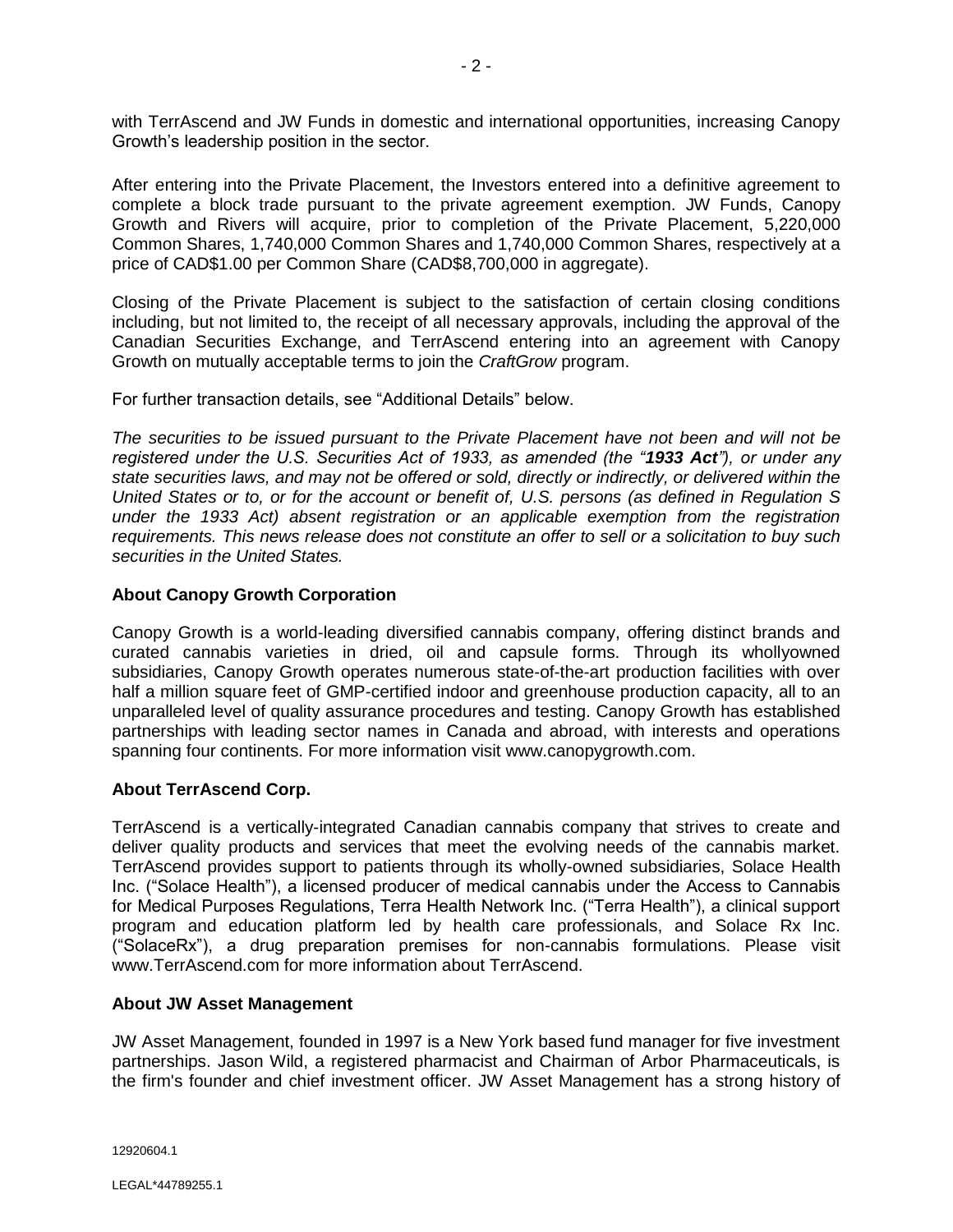with TerrAscend and JW Funds in domestic and international opportunities, increasing Canopy Growth's leadership position in the sector.

After entering into the Private Placement, the Investors entered into a definitive agreement to complete a block trade pursuant to the private agreement exemption. JW Funds, Canopy Growth and Rivers will acquire, prior to completion of the Private Placement, 5,220,000 Common Shares, 1,740,000 Common Shares and 1,740,000 Common Shares, respectively at a price of CAD$1.00 per Common Share (CAD$8,700,000 in aggregate).

Closing of the Private Placement is subject to the satisfaction of certain closing conditions including, but not limited to, the receipt of all necessary approvals, including the approval of the Canadian Securities Exchange, and TerrAscend entering into an agreement with Canopy Growth on mutually acceptable terms to join the *CraftGrow* program.

For further transaction details, see "Additional Details" below.

*The securities to be issued pursuant to the Private Placement have not been and will not be registered under the U.S. Securities Act of 1933, as amended (the "**1933 Act**"), or under any state securities laws, and may not be offered or sold, directly or indirectly, or delivered within the United States or to, or for the account or benefit of, U.S. persons (as defined in Regulation S under the 1933 Act) absent registration or an applicable exemption from the registration requirements. This news release does not constitute an offer to sell or a solicitation to buy such securities in the United States.*

**About Canopy Growth Corporation**

Canopy Growth is a world-leading diversified cannabis company, offering distinct brands and curated cannabis varieties in dried, oil and capsule forms. Through its whollyowned subsidiaries, Canopy Growth operates numerous state-of-the-art production facilities with over half a million square feet of GMP-certified indoor and greenhouse production capacity, all to an unparalleled level of quality assurance procedures and testing. Canopy Growth has established partnerships with leading sector names in Canada and abroad, with interests and operations spanning four continents. For more information visit www.canopygrowth.com.

**About TerrAscend Corp.**

TerrAscend is a vertically-integrated Canadian cannabis company that strives to create and deliver quality products and services that meet the evolving needs of the cannabis market. TerrAscend provides support to patients through its wholly-owned subsidiaries, Solace Health Inc. ("Solace Health"), a licensed producer of medical cannabis under the Access to Cannabis for Medical Purposes Regulations, Terra Health Network Inc. ("Terra Health"), a clinical support program and education platform led by health care professionals, and Solace Rx Inc. ("SolaceRx"), a drug preparation premises for non-cannabis formulations. Please visit www.TerrAscend.com for more information about TerrAscend.

**About JW Asset Management**

JW Asset Management, founded in 1997 is a New York based fund manager for five investment partnerships. Jason Wild, a registered pharmacist and Chairman of Arbor Pharmaceuticals, is the firm's founder and chief investment officer. JW Asset Management has a strong history of

12920604.1

LEGAL*44789255.1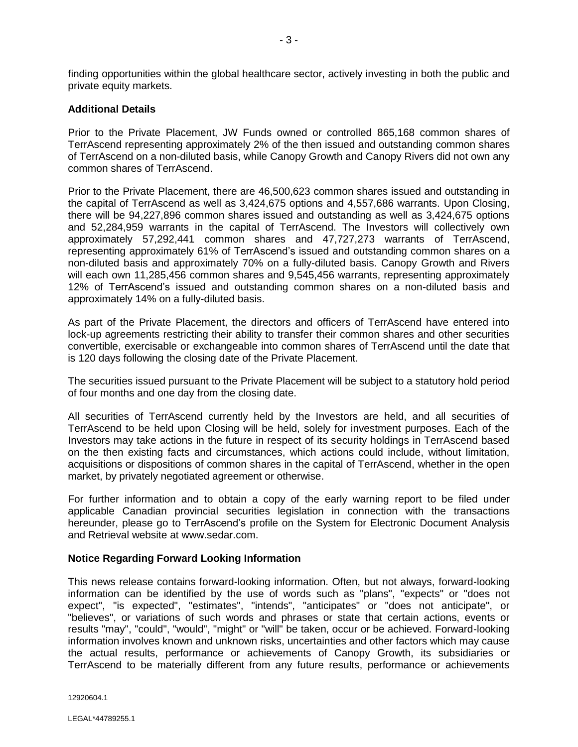finding opportunities within the global healthcare sector, actively investing in both the public and private equity markets.

**Additional Details**

Prior to the Private Placement, JW Funds owned or controlled 865,168 common shares of TerrAscend representing approximately 2% of the then issued and outstanding common shares of TerrAscend on a non-diluted basis, while Canopy Growth and Canopy Rivers did not own any common shares of TerrAscend.

Prior to the Private Placement, there are 46,500,623 common shares issued and outstanding in the capital of TerrAscend as well as 3,424,675 options and 4,557,686 warrants. Upon Closing, there will be 94,227,896 common shares issued and outstanding as well as 3,424,675 options and 52,284,959 warrants in the capital of TerrAscend. The Investors will collectively own approximately 57,292,441 common shares and 47,727,273 warrants of TerrAscend, representing approximately 61% of TerrAscend's issued and outstanding common shares on a non-diluted basis and approximately 70% on a fully-diluted basis. Canopy Growth and Rivers will each own 11,285,456 common shares and 9,545,456 warrants, representing approximately 12% of TerrAscend's issued and outstanding common shares on a non-diluted basis and approximately 14% on a fully-diluted basis.

As part of the Private Placement, the directors and officers of TerrAscend have entered into lock-up agreements restricting their ability to transfer their common shares and other securities convertible, exercisable or exchangeable into common shares of TerrAscend until the date that is 120 days following the closing date of the Private Placement.

The securities issued pursuant to the Private Placement will be subject to a statutory hold period of four months and one day from the closing date.

All securities of TerrAscend currently held by the Investors are held, and all securities of TerrAscend to be held upon Closing will be held, solely for investment purposes. Each of the Investors may take actions in the future in respect of its security holdings in TerrAscend based on the then existing facts and circumstances, which actions could include, without limitation, acquisitions or dispositions of common shares in the capital of TerrAscend, whether in the open market, by privately negotiated agreement or otherwise.

For further information and to obtain a copy of the early warning report to be filed under applicable Canadian provincial securities legislation in connection with the transactions hereunder, please go to TerrAscend's profile on the System for Electronic Document Analysis and Retrieval website at www.sedar.com.

**Notice Regarding Forward Looking Information**

This news release contains forward-looking information. Often, but not always, forward-looking information can be identified by the use of words such as "plans", "expects" or "does not expect", "is expected", "estimates", "intends", "anticipates" or "does not anticipate", or "believes", or variations of such words and phrases or state that certain actions, events or results "may", "could", "would", "might" or "will" be taken, occur or be achieved. Forward-looking information involves known and unknown risks, uncertainties and other factors which may cause the actual results, performance or achievements of Canopy Growth, its subsidiaries or TerrAscend to be materially different from any future results, performance or achievements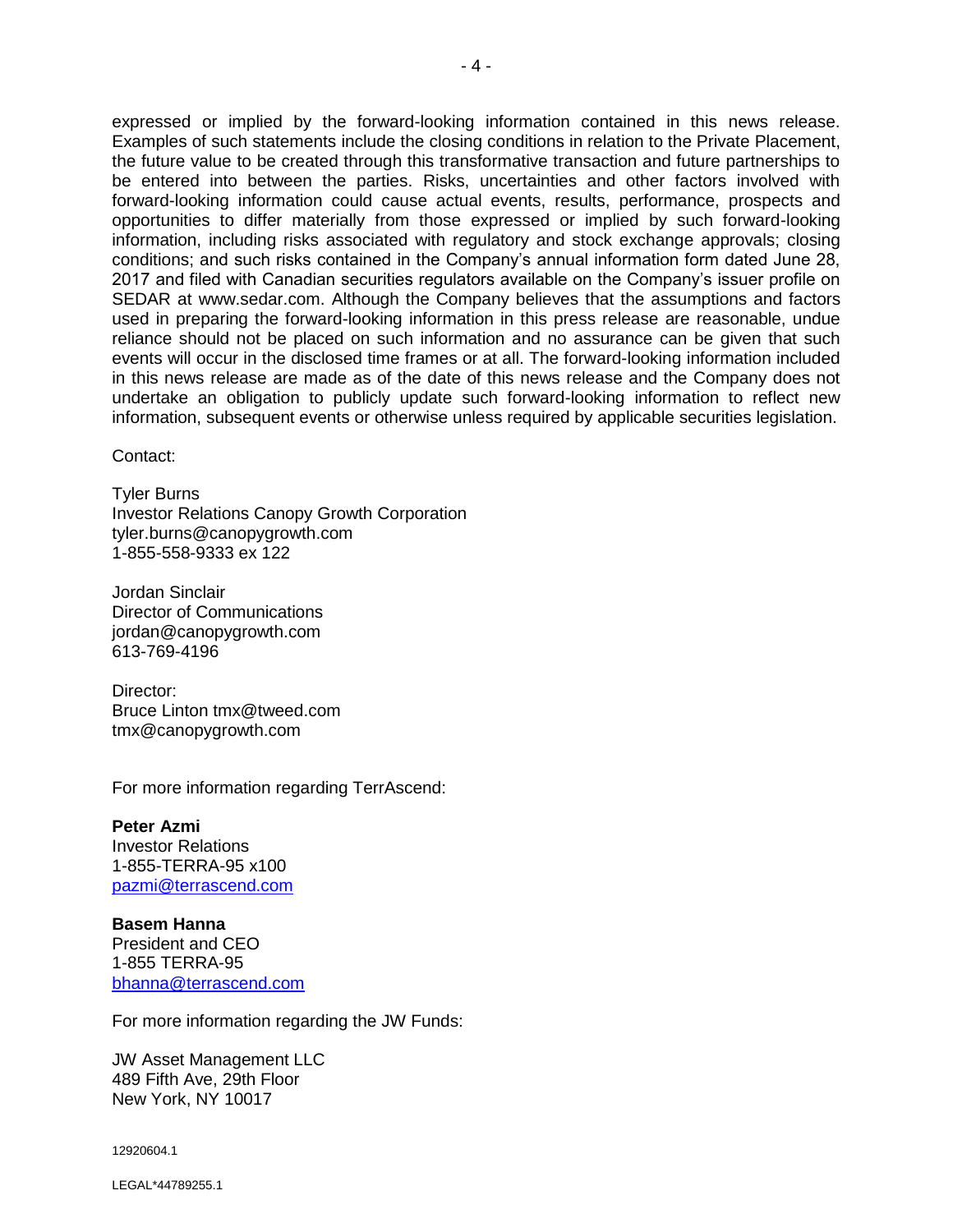expressed or implied by the forward-looking information contained in this news release. Examples of such statements include the closing conditions in relation to the Private Placement, the future value to be created through this transformative transaction and future partnerships to be entered into between the parties. Risks, uncertainties and other factors involved with forward-looking information could cause actual events, results, performance, prospects and opportunities to differ materially from those expressed or implied by such forward-looking information, including risks associated with regulatory and stock exchange approvals; closing conditions; and such risks contained in the Company's annual information form dated June 28, 2017 and filed with Canadian securities regulators available on the Company's issuer profile on SEDAR at www.sedar.com. Although the Company believes that the assumptions and factors used in preparing the forward-looking information in this press release are reasonable, undue reliance should not be placed on such information and no assurance can be given that such events will occur in the disclosed time frames or at all. The forward-looking information included in this news release are made as of the date of this news release and the Company does not undertake an obligation to publicly update such forward-looking information to reflect new information, subsequent events or otherwise unless required by applicable securities legislation.

Contact:

Tyler Burns
Investor Relations Canopy Growth Corporation
tyler.burns@canopygrowth.com
1-855-558-9333 ex 122

Jordan Sinclair
Director of Communications
jordan@canopygrowth.com
613-769-4196

Director:
Bruce Linton tmx@tweed.com
tmx@canopygrowth.com

For more information regarding TerrAscend:

**Peter Azmi**
Investor Relations
1-855-TERRA-95 x100
pazmi@terrascend.com

**Basem Hanna**
President and CEO
1-855 TERRA-95
bhanna@terrascend.com

For more information regarding the JW Funds:

JW Asset Management LLC
489 Fifth Ave, 29th Floor
New York, NY 10017

12920604.1

LEGAL*44789255.1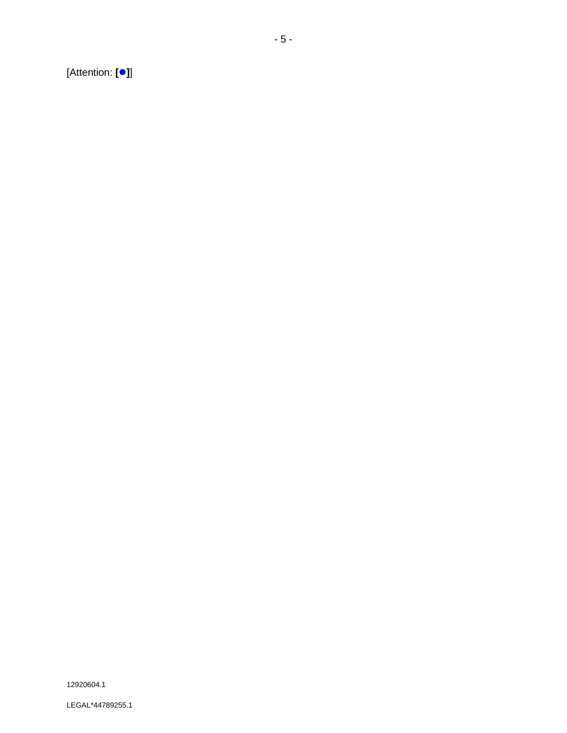[Attention: [●]]

12920604.1

LEGAL*44789255.1